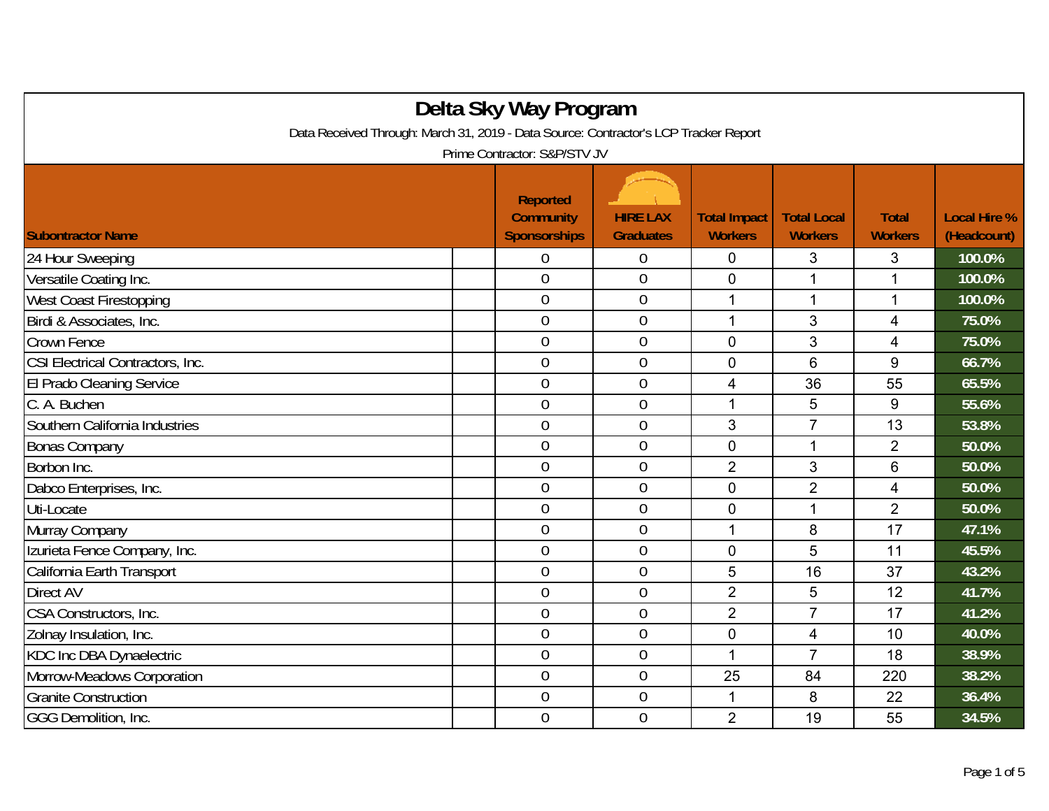# Delta Sky Way Program

Data Received Through: March 31, 2019 - Data Source: Contractor's LCP Tracker Report

Prime Contractor: S&P/STV JV

| Subontractor Name | Reported Community Sponsorships | HIRE LAX Graduates | Total Impact Workers | Total Local Workers | Total Workers | Local Hire % (Headcount) |
|---|---|---|---|---|---|---|
| 24 Hour Sweeping | 0 | 0 | 0 | 3 | 3 | 100.0% |
| Versatile Coating Inc. | 0 | 0 | 0 | 1 | 1 | 100.0% |
| West Coast Firestopping | 0 | 0 | 1 | 1 | 1 | 100.0% |
| Birdi & Associates, Inc. | 0 | 0 | 1 | 3 | 4 | 75.0% |
| Crown Fence | 0 | 0 | 0 | 3 | 4 | 75.0% |
| CSI Electrical Contractors, Inc. | 0 | 0 | 0 | 6 | 9 | 66.7% |
| El Prado Cleaning Service | 0 | 0 | 4 | 36 | 55 | 65.5% |
| C. A. Buchen | 0 | 0 | 1 | 5 | 9 | 55.6% |
| Southern California Industries | 0 | 0 | 3 | 7 | 13 | 53.8% |
| Bonas Company | 0 | 0 | 0 | 1 | 2 | 50.0% |
| Borbon Inc. | 0 | 0 | 2 | 3 | 6 | 50.0% |
| Dabco Enterprises, Inc. | 0 | 0 | 0 | 2 | 4 | 50.0% |
| Uti-Locate | 0 | 0 | 0 | 1 | 2 | 50.0% |
| Murray Company | 0 | 0 | 1 | 8 | 17 | 47.1% |
| Izurieta Fence Company, Inc. | 0 | 0 | 0 | 5 | 11 | 45.5% |
| California Earth Transport | 0 | 0 | 5 | 16 | 37 | 43.2% |
| Direct AV | 0 | 0 | 2 | 5 | 12 | 41.7% |
| CSA Constructors, Inc. | 0 | 0 | 2 | 7 | 17 | 41.2% |
| Zolnay Insulation, Inc. | 0 | 0 | 0 | 4 | 10 | 40.0% |
| KDC Inc DBA Dynaelectric | 0 | 0 | 1 | 7 | 18 | 38.9% |
| Morrow-Meadows Corporation | 0 | 0 | 25 | 84 | 220 | 38.2% |
| Granite Construction | 0 | 0 | 1 | 8 | 22 | 36.4% |
| GGG Demolition, Inc. | 0 | 0 | 2 | 19 | 55 | 34.5% |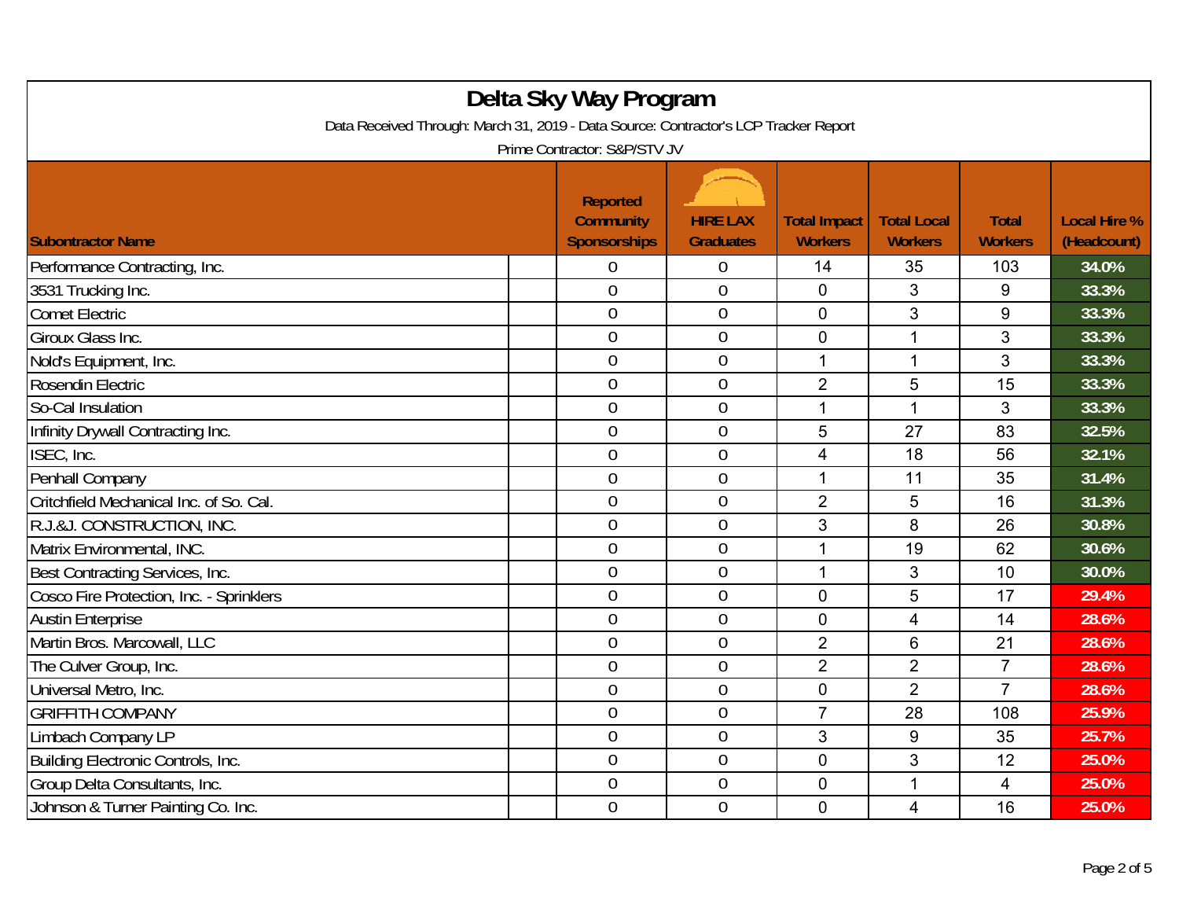# Delta Sky Way Program

Data Received Through: March 31, 2019 - Data Source: Contractor's LCP Tracker Report

Prime Contractor: S&P/STV JV

| Subontractor Name | Reported Community Sponsorships | HIRE LAX Graduates | Total Impact Workers | Total Local Workers | Total Workers | Local Hire % (Headcount) |
|---|---|---|---|---|---|---|
| Performance Contracting, Inc. | 0 | 0 | 14 | 35 | 103 | 34.0% |
| 3531 Trucking Inc. | 0 | 0 | 0 | 3 | 9 | 33.3% |
| Comet Electric | 0 | 0 | 0 | 3 | 9 | 33.3% |
| Giroux Glass Inc. | 0 | 0 | 0 | 1 | 3 | 33.3% |
| Nold's Equipment, Inc. | 0 | 0 | 1 | 1 | 3 | 33.3% |
| Rosendin Electric | 0 | 0 | 2 | 5 | 15 | 33.3% |
| So-Cal Insulation | 0 | 0 | 1 | 1 | 3 | 33.3% |
| Infinity Drywall Contracting Inc. | 0 | 0 | 5 | 27 | 83 | 32.5% |
| ISEC, Inc. | 0 | 0 | 4 | 18 | 56 | 32.1% |
| Penhall Company | 0 | 0 | 1 | 11 | 35 | 31.4% |
| Critchfield Mechanical Inc. of So. Cal. | 0 | 0 | 2 | 5 | 16 | 31.3% |
| R.J.&J. CONSTRUCTION, INC. | 0 | 0 | 3 | 8 | 26 | 30.8% |
| Matrix Environmental, INC. | 0 | 0 | 1 | 19 | 62 | 30.6% |
| Best Contracting Services, Inc. | 0 | 0 | 1 | 3 | 10 | 30.0% |
| Cosco Fire Protection, Inc. - Sprinklers | 0 | 0 | 0 | 5 | 17 | 29.4% |
| Austin Enterprise | 0 | 0 | 0 | 4 | 14 | 28.6% |
| Martin Bros. Marcowall, LLC | 0 | 0 | 2 | 6 | 21 | 28.6% |
| The Culver Group, Inc. | 0 | 0 | 2 | 2 | 7 | 28.6% |
| Universal Metro, Inc. | 0 | 0 | 0 | 2 | 7 | 28.6% |
| GRIFFITH COMPANY | 0 | 0 | 7 | 28 | 108 | 25.9% |
| Limbach Company LP | 0 | 0 | 3 | 9 | 35 | 25.7% |
| Building Electronic Controls, Inc. | 0 | 0 | 0 | 3 | 12 | 25.0% |
| Group Delta Consultants, Inc. | 0 | 0 | 0 | 1 | 4 | 25.0% |
| Johnson & Turner Painting Co. Inc. | 0 | 0 | 0 | 4 | 16 | 25.0% |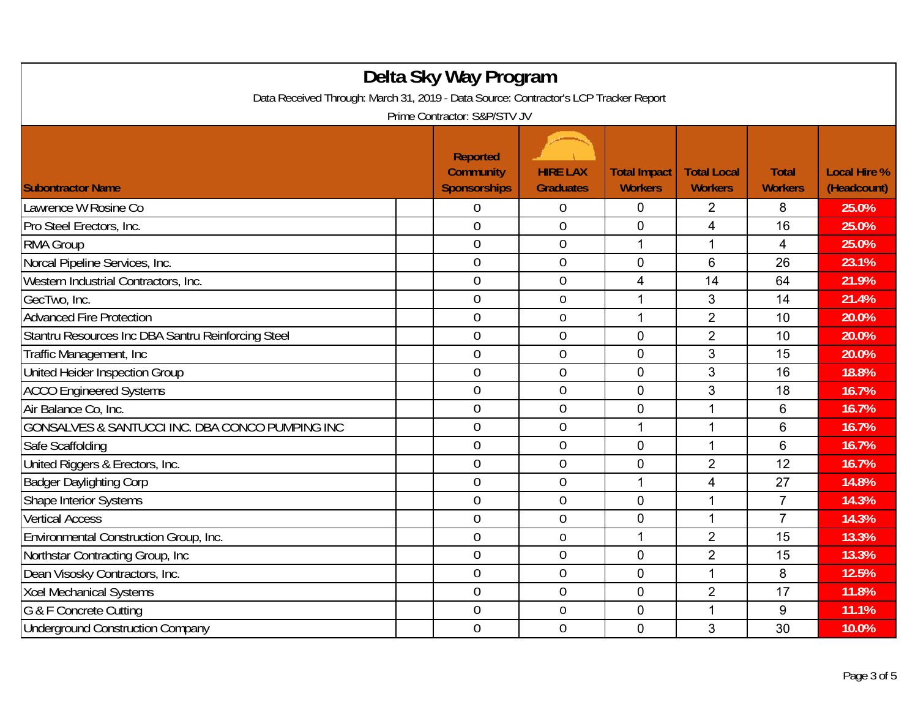# Delta Sky Way Program

Data Received Through: March 31, 2019 - Data Source: Contractor's LCP Tracker Report

Prime Contractor: S&P/STV JV

| Subontractor Name | Reported Community Sponsorships | HIRE LAX Graduates | Total Impact Workers | Total Local Workers | Total Workers | Local Hire % (Headcount) |
|---|---|---|---|---|---|---|
| Lawrence W Rosine Co | 0 | 0 | 0 | 2 | 8 | 25.0% |
| Pro Steel Erectors, Inc. | 0 | 0 | 0 | 4 | 16 | 25.0% |
| RMA Group | 0 | 0 | 1 | 1 | 4 | 25.0% |
| Norcal Pipeline Services, Inc. | 0 | 0 | 0 | 6 | 26 | 23.1% |
| Western Industrial Contractors, Inc. | 0 | 0 | 4 | 14 | 64 | 21.9% |
| GecTwo, Inc. | 0 | 0 | 1 | 3 | 14 | 21.4% |
| Advanced Fire Protection | 0 | 0 | 1 | 2 | 10 | 20.0% |
| Stantru Resources Inc DBA Santru Reinforcing Steel | 0 | 0 | 0 | 2 | 10 | 20.0% |
| Traffic Management, Inc | 0 | 0 | 0 | 3 | 15 | 20.0% |
| United Heider Inspection Group | 0 | 0 | 0 | 3 | 16 | 18.8% |
| ACCO Engineered Systems | 0 | 0 | 0 | 3 | 18 | 16.7% |
| Air Balance Co, Inc. | 0 | 0 | 0 | 1 | 6 | 16.7% |
| GONSALVES & SANTUCCI INC. DBA CONCO PUMPING INC | 0 | 0 | 1 | 1 | 6 | 16.7% |
| Safe Scaffolding | 0 | 0 | 0 | 1 | 6 | 16.7% |
| United Riggers & Erectors, Inc. | 0 | 0 | 0 | 2 | 12 | 16.7% |
| Badger Daylighting Corp | 0 | 0 | 1 | 4 | 27 | 14.8% |
| Shape Interior Systems | 0 | 0 | 0 | 1 | 7 | 14.3% |
| Vertical Access | 0 | 0 | 0 | 1 | 7 | 14.3% |
| Environmental Construction Group, Inc. | 0 | 0 | 1 | 2 | 15 | 13.3% |
| Northstar Contracting Group, Inc | 0 | 0 | 0 | 2 | 15 | 13.3% |
| Dean Visosky Contractors, Inc. | 0 | 0 | 0 | 1 | 8 | 12.5% |
| Xcel Mechanical Systems | 0 | 0 | 0 | 2 | 17 | 11.8% |
| G & F Concrete Cutting | 0 | 0 | 0 | 1 | 9 | 11.1% |
| Underground Construction Company | 0 | 0 | 0 | 3 | 30 | 10.0% |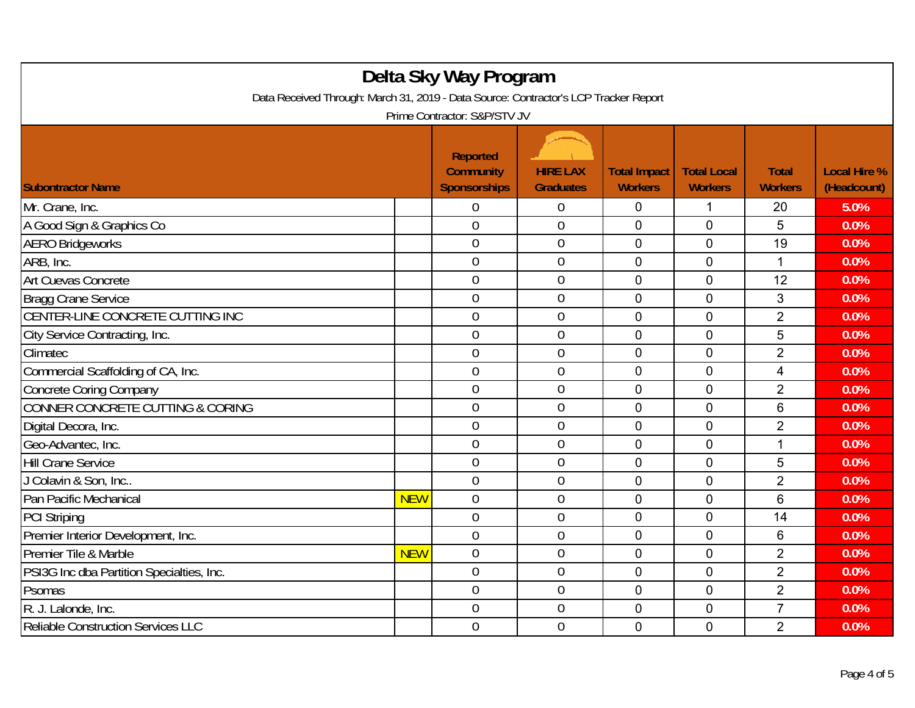# Delta Sky Way Program

Data Received Through: March 31, 2019 - Data Source: Contractor's LCP Tracker Report

Prime Contractor: S&P/STV JV

| Subcontractor Name | | Reported Community Sponsorships | HIRE LAX Graduates | Total Impact Workers | Total Local Workers | Total Workers | Local Hire % (Headcount) |
|---|---|---|---|---|---|---|---|
| Mr. Crane, Inc. | | 0 | 0 | 0 | 1 | 20 | 5.0% |
| A Good Sign & Graphics Co | | 0 | 0 | 0 | 0 | 5 | 0.0% |
| AERO Bridgeworks | | 0 | 0 | 0 | 0 | 19 | 0.0% |
| ARB, Inc. | | 0 | 0 | 0 | 0 | 1 | 0.0% |
| Art Cuevas Concrete | | 0 | 0 | 0 | 0 | 12 | 0.0% |
| Bragg Crane Service | | 0 | 0 | 0 | 0 | 3 | 0.0% |
| CENTER-LINE CONCRETE CUTTING INC | | 0 | 0 | 0 | 0 | 2 | 0.0% |
| City Service Contracting, Inc. | | 0 | 0 | 0 | 0 | 5 | 0.0% |
| Climatec | | 0 | 0 | 0 | 0 | 2 | 0.0% |
| Commercial Scaffolding of CA, Inc. | | 0 | 0 | 0 | 0 | 4 | 0.0% |
| Concrete Coring Company | | 0 | 0 | 0 | 0 | 2 | 0.0% |
| CONNER CONCRETE CUTTING & CORING | | 0 | 0 | 0 | 0 | 6 | 0.0% |
| Digital Decora, Inc. | | 0 | 0 | 0 | 0 | 2 | 0.0% |
| Geo-Advantec, Inc. | | 0 | 0 | 0 | 0 | 1 | 0.0% |
| Hill Crane Service | | 0 | 0 | 0 | 0 | 5 | 0.0% |
| J Colavin & Son, Inc.. | | 0 | 0 | 0 | 0 | 2 | 0.0% |
| Pan Pacific Mechanical | NEW | 0 | 0 | 0 | 0 | 6 | 0.0% |
| PCI Striping | | 0 | 0 | 0 | 0 | 14 | 0.0% |
| Premier Interior Development, Inc. | | 0 | 0 | 0 | 0 | 6 | 0.0% |
| Premier Tile & Marble | NEW | 0 | 0 | 0 | 0 | 2 | 0.0% |
| PSI3G Inc dba Partition Specialties, Inc. | | 0 | 0 | 0 | 0 | 2 | 0.0% |
| Psomas | | 0 | 0 | 0 | 0 | 2 | 0.0% |
| R. J. Lalonde, Inc. | | 0 | 0 | 0 | 0 | 7 | 0.0% |
| Reliable Construction Services LLC | | 0 | 0 | 0 | 0 | 2 | 0.0% |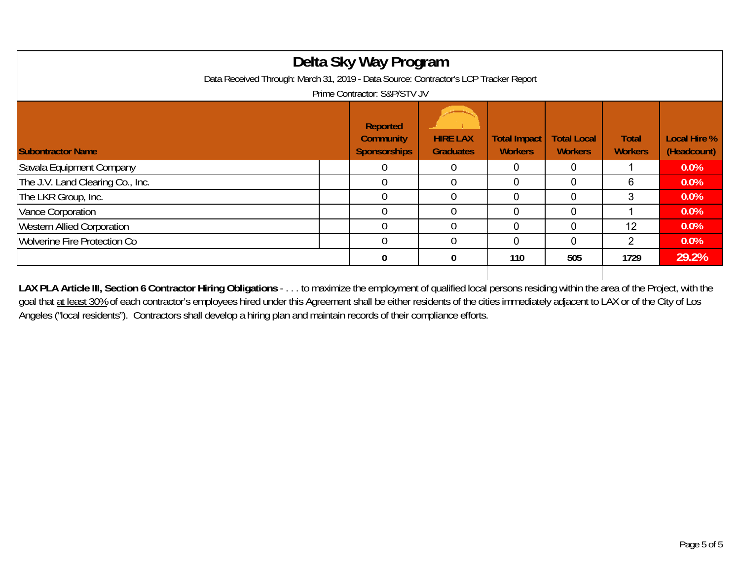# Delta Sky Way Program

Data Received Through: March 31, 2019 - Data Source: Contractor's LCP Tracker Report

Prime Contractor: S&P/STV JV

| Subcontractor Name | Reported Community Sponsorships | HIRE LAX Graduates | Total Impact Workers | Total Local Workers | Total Workers | Local Hire % (Headcount) |
|---|---|---|---|---|---|---|
| Savala Equipment Company | 0 | 0 | 0 | 0 | 1 | 0.0% |
| The J.V. Land Clearing Co., Inc. | 0 | 0 | 0 | 0 | 6 | 0.0% |
| The LKR Group, Inc. | 0 | 0 | 0 | 0 | 3 | 0.0% |
| Vance Corporation | 0 | 0 | 0 | 0 | 1 | 0.0% |
| Western Allied Corporation | 0 | 0 | 0 | 0 | 12 | 0.0% |
| Wolverine Fire Protection Co | 0 | 0 | 0 | 0 | 2 | 0.0% |
| | **0** | **0** | **110** | **505** | **1729** | **29.2%** |

**LAX PLA Article III, Section 6 Contractor Hiring Obligations** - . . . to maximize the employment of qualified local persons residing within the area of the Project, with the goal that at least 30% of each contractor's employees hired under this Agreement shall be either residents of the cities immediately adjacent to LAX or of the City of Los Angeles ("local residents"). Contractors shall develop a hiring plan and maintain records of their compliance efforts.